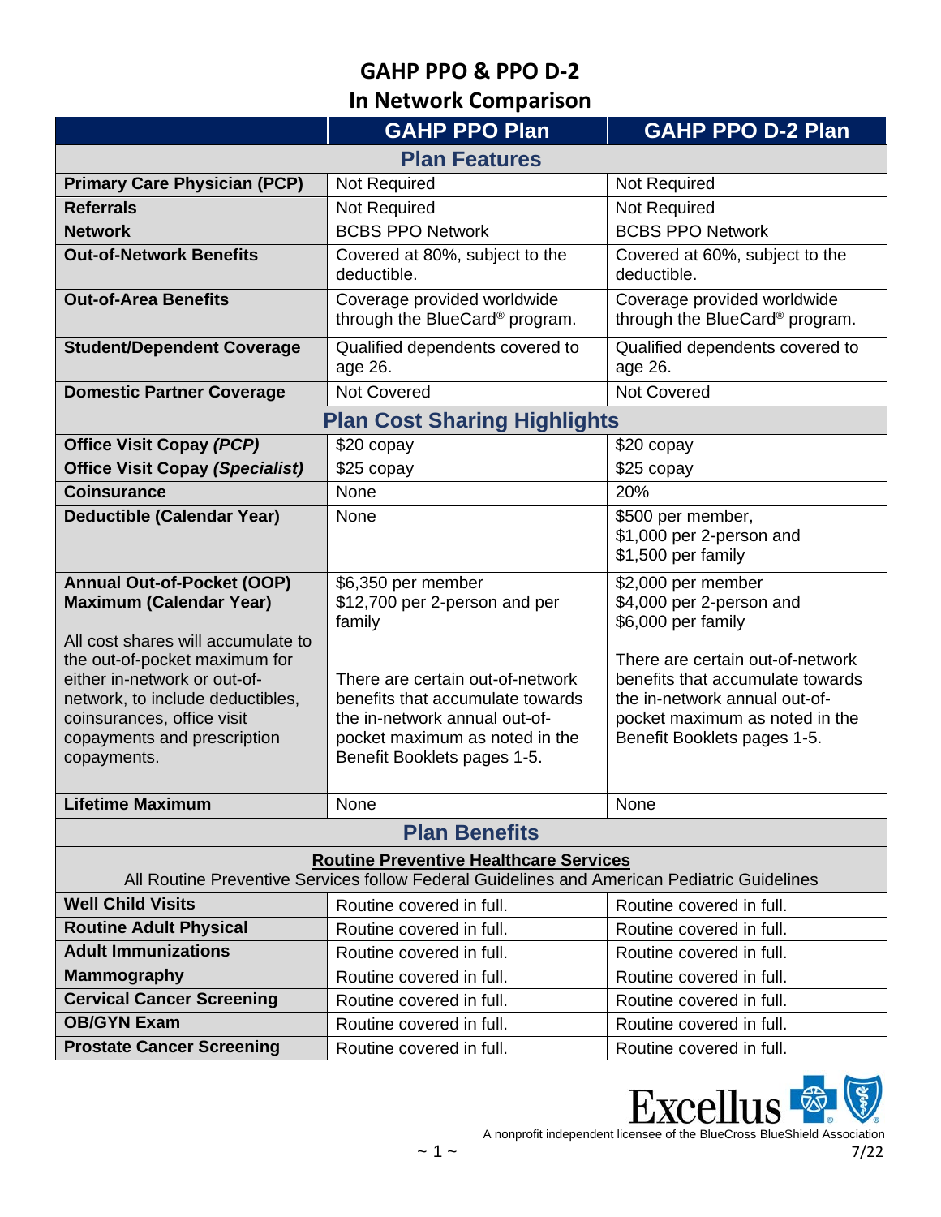# GAHP PPO & PPO D-2
## In Network Comparison

| | GAHP PPO Plan | GAHP PPO D-2 Plan |
|---|---|---|
| **Plan Features** | | |
| **Primary Care Physician (PCP)** | Not Required | Not Required |
| **Referrals** | Not Required | Not Required |
| **Network** | BCBS PPO Network | BCBS PPO Network |
| **Out-of-Network Benefits** | Covered at 80%, subject to the deductible. | Covered at 60%, subject to the deductible. |
| **Out-of-Area Benefits** | Coverage provided worldwide through the BlueCard® program. | Coverage provided worldwide through the BlueCard® program. |
| **Student/Dependent Coverage** | Qualified dependents covered to age 26. | Qualified dependents covered to age 26. |
| **Domestic Partner Coverage** | Not Covered | Not Covered |
| **Plan Cost Sharing Highlights** | | |
| **Office Visit Copay *(PCP)*** | $20 copay | $20 copay |
| **Office Visit Copay *(Specialist)*** | $25 copay | $25 copay |
| **Coinsurance** | None | 20% |
| **Deductible (Calendar Year)** | None | $500 per member, $1,000 per 2-person and $1,500 per family |
| **Annual Out-of-Pocket (OOP) Maximum (Calendar Year)** All cost shares will accumulate to the out-of-pocket maximum for either in-network or out-of-network, to include deductibles, coinsurances, office visit copayments and prescription copayments. | $6,350 per member $12,700 per 2-person and per family There are certain out-of-network benefits that accumulate towards the in-network annual out-of-pocket maximum as noted in the Benefit Booklets pages 1-5. | $2,000 per member $4,000 per 2-person and $6,000 per family There are certain out-of-network benefits that accumulate towards the in-network annual out-of-pocket maximum as noted in the Benefit Booklets pages 1-5. |
| **Lifetime Maximum** | None | None |
| **Plan Benefits** | | |
| **Routine Preventive Healthcare Services** All Routine Preventive Services follow Federal Guidelines and American Pediatric Guidelines | | |
| **Well Child Visits** | Routine covered in full. | Routine covered in full. |
| **Routine Adult Physical** | Routine covered in full. | Routine covered in full. |
| **Adult Immunizations** | Routine covered in full. | Routine covered in full. |
| **Mammography** | Routine covered in full. | Routine covered in full. |
| **Cervical Cancer Screening** | Routine covered in full. | Routine covered in full. |
| **OB/GYN Exam** | Routine covered in full. | Routine covered in full. |
| **Prostate Cancer Screening** | Routine covered in full. | Routine covered in full. |

Excellus
A nonprofit independent licensee of the BlueCross BlueShield Association

7/22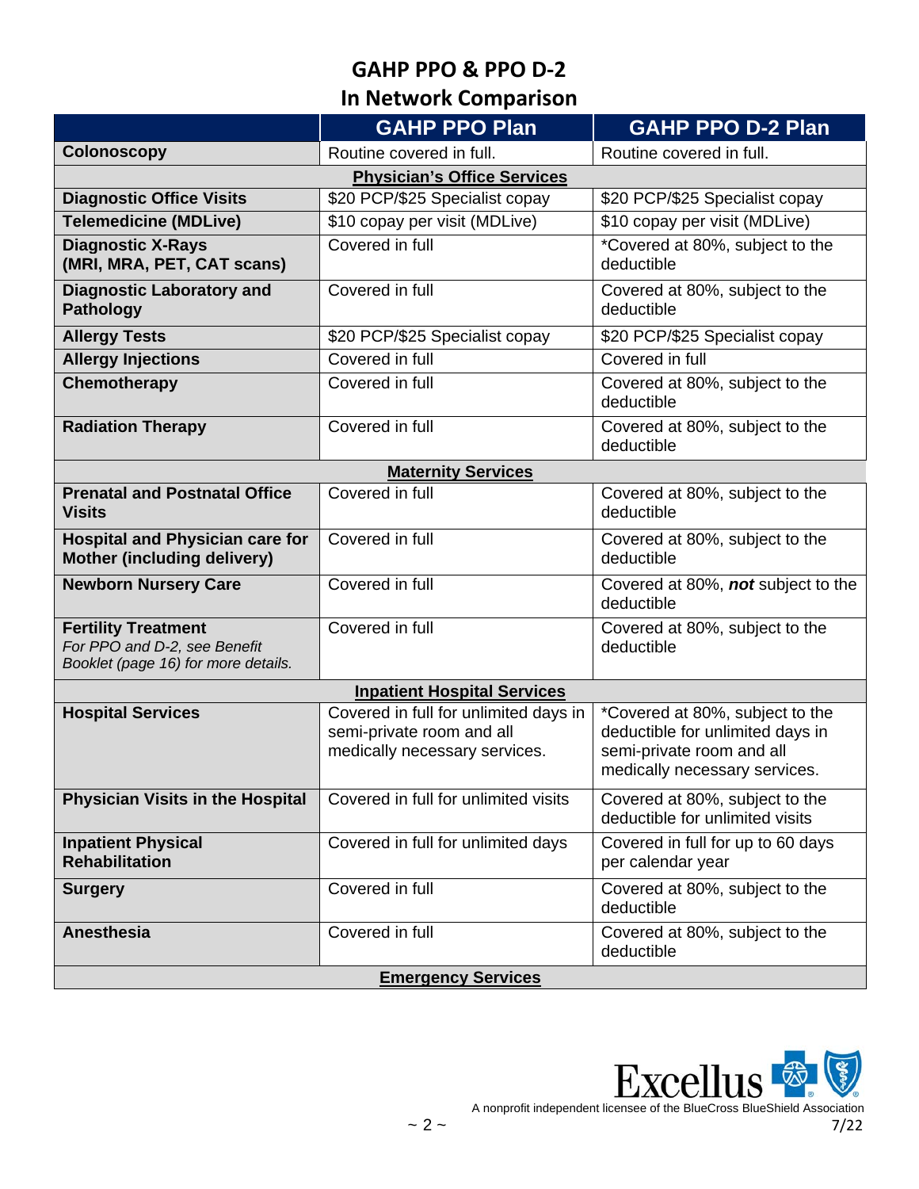## GAHP PPO & PPO D-2
## In Network Comparison

| | GAHP PPO Plan | GAHP PPO D-2 Plan |
|---|---|---|
| **Colonoscopy** | Routine covered in full. | Routine covered in full. |
| **Physician's Office Services** | | |
| **Diagnostic Office Visits** | $20 PCP/$25 Specialist copay | $20 PCP/$25 Specialist copay |
| **Telemedicine (MDLive)** | $10 copay per visit (MDLive) | $10 copay per visit (MDLive) |
| **Diagnostic X-Rays (MRI, MRA, PET, CAT scans)** | Covered in full | *Covered at 80%, subject to the deductible |
| **Diagnostic Laboratory and Pathology** | Covered in full | Covered at 80%, subject to the deductible |
| **Allergy Tests** | $20 PCP/$25 Specialist copay | $20 PCP/$25 Specialist copay |
| **Allergy Injections** | Covered in full | Covered in full |
| **Chemotherapy** | Covered in full | Covered at 80%, subject to the deductible |
| **Radiation Therapy** | Covered in full | Covered at 80%, subject to the deductible |
| **Maternity Services** | | |
| **Prenatal and Postnatal Office Visits** | Covered in full | Covered at 80%, subject to the deductible |
| **Hospital and Physician care for Mother (including delivery)** | Covered in full | Covered at 80%, subject to the deductible |
| **Newborn Nursery Care** | Covered in full | Covered at 80%, ***not*** subject to the deductible |
| **Fertility Treatment** *For PPO and D-2, see Benefit Booklet (page 16) for more details.* | Covered in full | Covered at 80%, subject to the deductible |
| **Inpatient Hospital Services** | | |
| **Hospital Services** | Covered in full for unlimited days in semi-private room and all medically necessary services. | *Covered at 80%, subject to the deductible for unlimited days in semi-private room and all medically necessary services. |
| **Physician Visits in the Hospital** | Covered in full for unlimited visits | Covered at 80%, subject to the deductible for unlimited visits |
| **Inpatient Physical Rehabilitation** | Covered in full for unlimited days | Covered in full for up to 60 days per calendar year |
| **Surgery** | Covered in full | Covered at 80%, subject to the deductible |
| **Anesthesia** | Covered in full | Covered at 80%, subject to the deductible |
| **Emergency Services** | | |

Excellus
A nonprofit independent licensee of the BlueCross BlueShield Association

7/22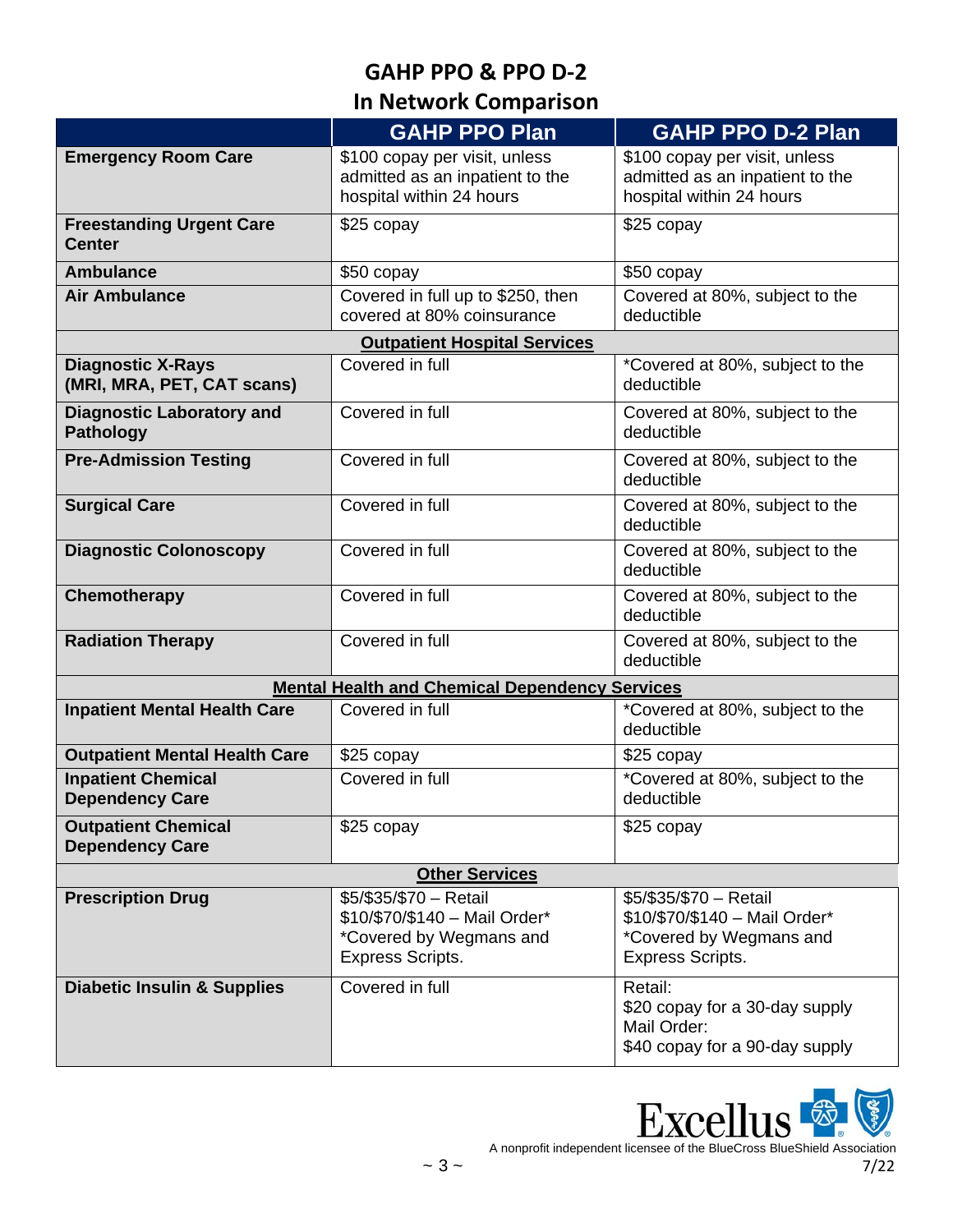# GAHP PPO & PPO D-2
## In Network Comparison

| | GAHP PPO Plan | GAHP PPO D-2 Plan |
|---|---|---|
| **Emergency Room Care** | $100 copay per visit, unless admitted as an inpatient to the hospital within 24 hours | $100 copay per visit, unless admitted as an inpatient to the hospital within 24 hours |
| **Freestanding Urgent Care Center** | $25 copay | $25 copay |
| **Ambulance** | $50 copay | $50 copay |
| **Air Ambulance** | Covered in full up to $250, then covered at 80% coinsurance | Covered at 80%, subject to the deductible |
| **Outpatient Hospital Services** | | |
| **Diagnostic X-Rays (MRI, MRA, PET, CAT scans)** | Covered in full | *Covered at 80%, subject to the deductible |
| **Diagnostic Laboratory and Pathology** | Covered in full | Covered at 80%, subject to the deductible |
| **Pre-Admission Testing** | Covered in full | Covered at 80%, subject to the deductible |
| **Surgical Care** | Covered in full | Covered at 80%, subject to the deductible |
| **Diagnostic Colonoscopy** | Covered in full | Covered at 80%, subject to the deductible |
| **Chemotherapy** | Covered in full | Covered at 80%, subject to the deductible |
| **Radiation Therapy** | Covered in full | Covered at 80%, subject to the deductible |
| **Mental Health and Chemical Dependency Services** | | |
| **Inpatient Mental Health Care** | Covered in full | *Covered at 80%, subject to the deductible |
| **Outpatient Mental Health Care** | $25 copay | $25 copay |
| **Inpatient Chemical Dependency Care** | Covered in full | *Covered at 80%, subject to the deductible |
| **Outpatient Chemical Dependency Care** | $25 copay | $25 copay |
| **Other Services** | | |
| **Prescription Drug** | $5/$35/$70 – Retail<br>$10/$70/$140 – Mail Order*<br>*Covered by Wegmans and Express Scripts. | $5/$35/$70 – Retail<br>$10/$70/$140 – Mail Order*<br>*Covered by Wegmans and Express Scripts. |
| **Diabetic Insulin & Supplies** | Covered in full | Retail:<br>$20 copay for a 30-day supply<br>Mail Order:<br>$40 copay for a 90-day supply |

Excellus — A nonprofit independent licensee of the BlueCross BlueShield Association

7/22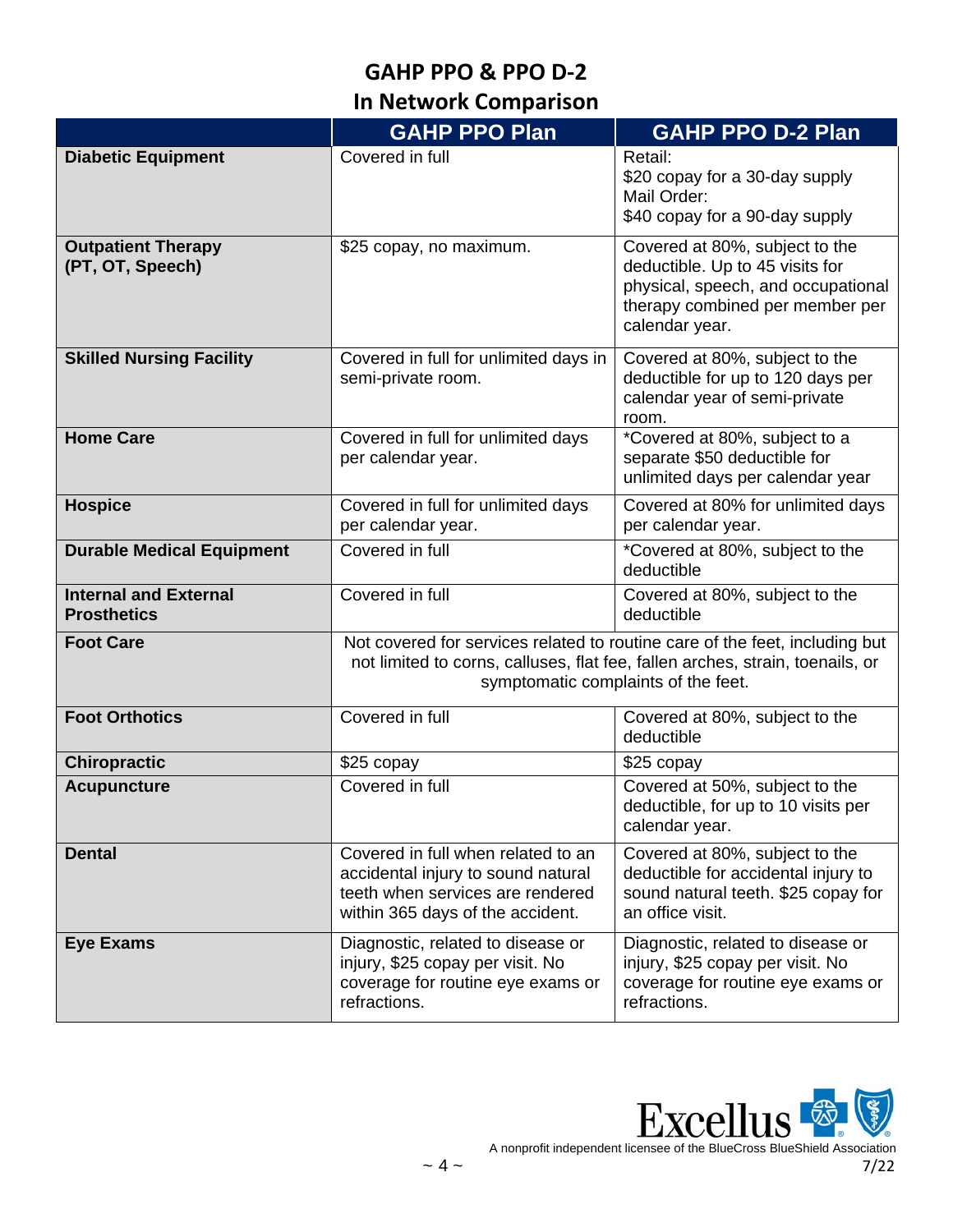# GAHP PPO & PPO D-2
## In Network Comparison

| | GAHP PPO Plan | GAHP PPO D-2 Plan |
|---|---|---|
| **Diabetic Equipment** | Covered in full | Retail:<br>$20 copay for a 30-day supply<br>Mail Order:<br>$40 copay for a 90-day supply |
| **Outpatient Therapy (PT, OT, Speech)** | $25 copay, no maximum. | Covered at 80%, subject to the deductible. Up to 45 visits for physical, speech, and occupational therapy combined per member per calendar year. |
| **Skilled Nursing Facility** | Covered in full for unlimited days in semi-private room. | Covered at 80%, subject to the deductible for up to 120 days per calendar year of semi-private room. |
| **Home Care** | Covered in full for unlimited days per calendar year. | *Covered at 80%, subject to a separate $50 deductible for unlimited days per calendar year |
| **Hospice** | Covered in full for unlimited days per calendar year. | Covered at 80% for unlimited days per calendar year. |
| **Durable Medical Equipment** | Covered in full | *Covered at 80%, subject to the deductible |
| **Internal and External Prosthetics** | Covered in full | Covered at 80%, subject to the deductible |
| **Foot Care** | Not covered for services related to routine care of the feet, including but not limited to corns, calluses, flat fee, fallen arches, strain, toenails, or symptomatic complaints of the feet. | |
| **Foot Orthotics** | Covered in full | Covered at 80%, subject to the deductible |
| **Chiropractic** | $25 copay | $25 copay |
| **Acupuncture** | Covered in full | Covered at 50%, subject to the deductible, for up to 10 visits per calendar year. |
| **Dental** | Covered in full when related to an accidental injury to sound natural teeth when services are rendered within 365 days of the accident. | Covered at 80%, subject to the deductible for accidental injury to sound natural teeth. $25 copay for an office visit. |
| **Eye Exams** | Diagnostic, related to disease or injury, $25 copay per visit. No coverage for routine eye exams or refractions. | Diagnostic, related to disease or injury, $25 copay per visit. No coverage for routine eye exams or refractions. |

Excellus
A nonprofit independent licensee of the BlueCross BlueShield Association

7/22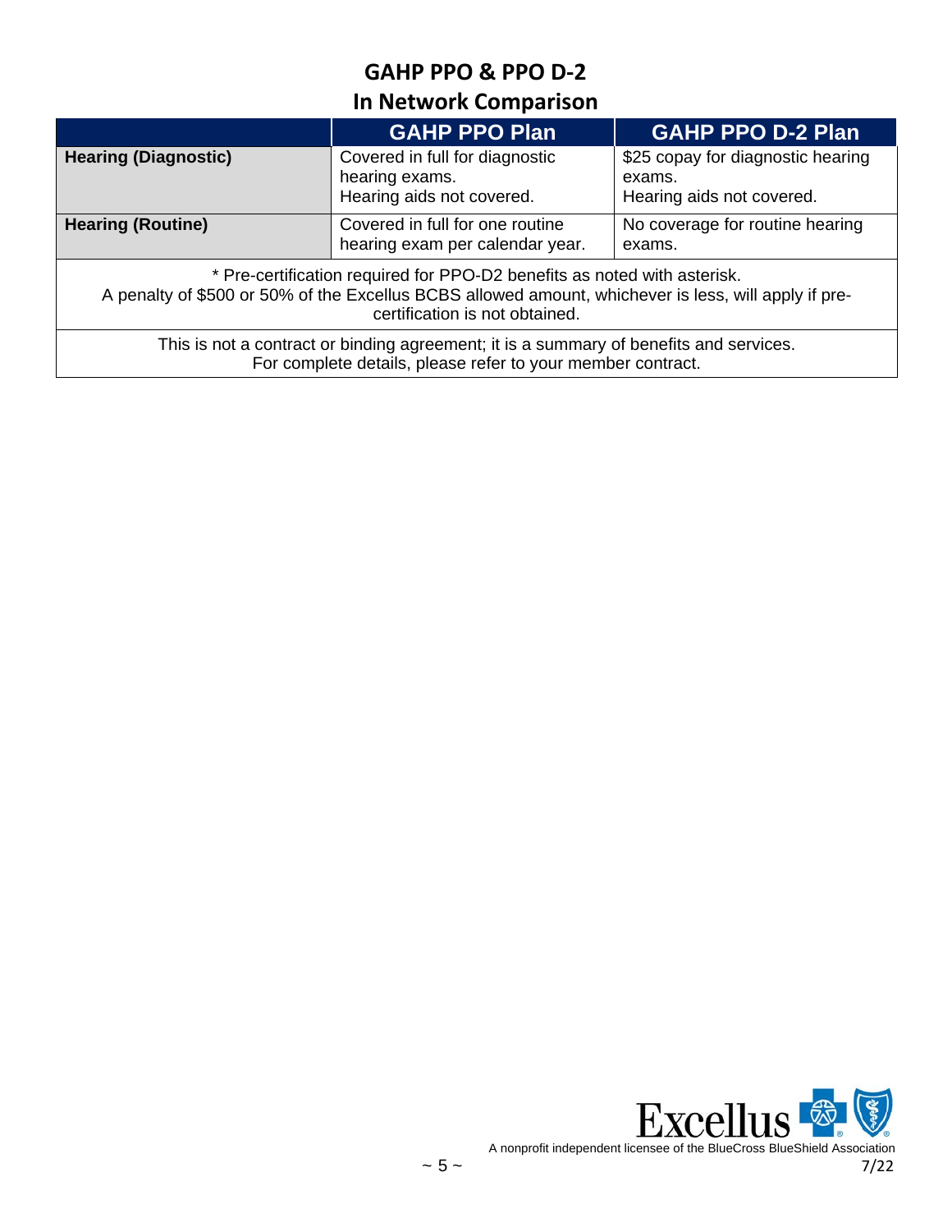# GAHP PPO & PPO D-2
## In Network Comparison

| | GAHP PPO Plan | GAHP PPO D-2 Plan |
|---|---|---|
| **Hearing (Diagnostic)** | Covered in full for diagnostic hearing exams.<br>Hearing aids not covered. | $25 copay for diagnostic hearing exams.<br>Hearing aids not covered. |
| **Hearing (Routine)** | Covered in full for one routine hearing exam per calendar year. | No coverage for routine hearing exams. |

* Pre-certification required for PPO-D2 benefits as noted with asterisk.
A penalty of $500 or 50% of the Excellus BCBS allowed amount, whichever is less, will apply if pre-certification is not obtained.

This is not a contract or binding agreement; it is a summary of benefits and services.
For complete details, please refer to your member contract.

Excellus
A nonprofit independent licensee of the BlueCross BlueShield Association
7/22